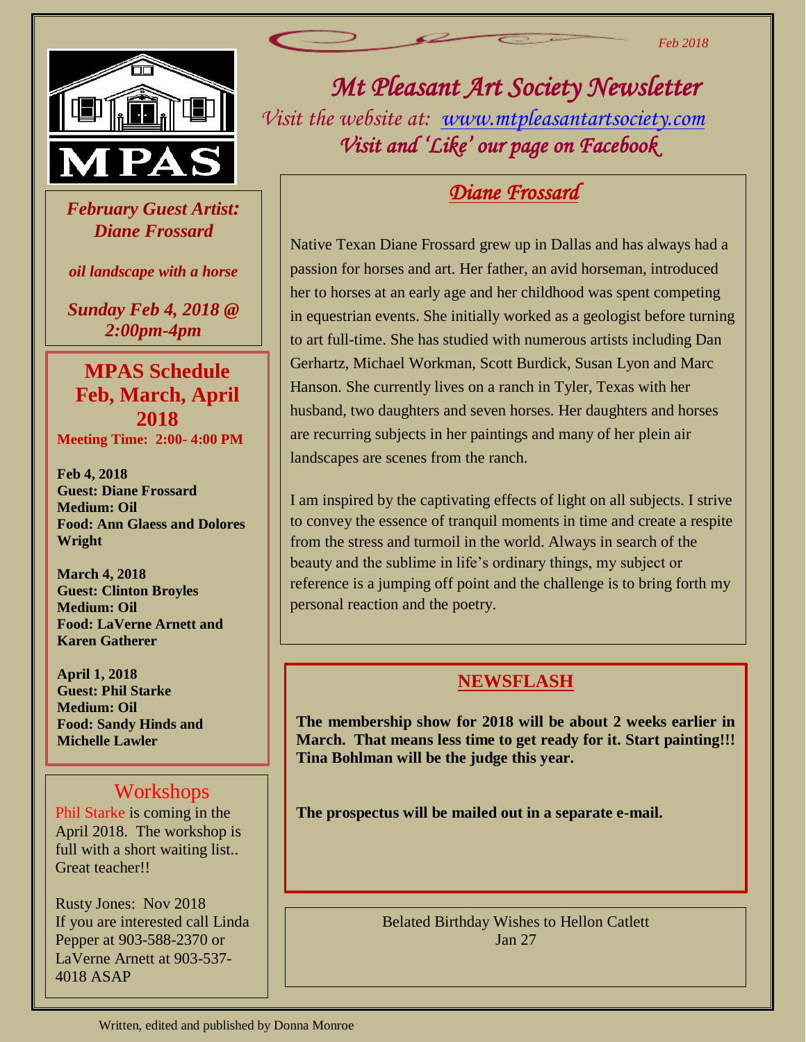Feb 2018

# *Mt Pleasant Art Society Newsletter*

*Visit the website at: [www.mtpleasantartsociety.com](http://www.mtpleasantartsociety.com)*

*Visit and 'Like' our page on Facebook*

***February Guest Artist: Diane Frossard***

***oil landscape with a horse***

***Sunday Feb 4, 2018 @ 2:00pm-4pm***

## MPAS Schedule Feb, March, April 2018

**Meeting Time: 2:00- 4:00 PM**

**Feb 4, 2018**
**Guest: Diane Frossard**
**Medium: Oil**
**Food: Ann Glaess and Dolores Wright**

**March 4, 2018**
**Guest: Clinton Broyles**
**Medium: Oil**
**Food: LaVerne Arnett and Karen Gatherer**

**April 1, 2018**
**Guest: Phil Starke**
**Medium: Oil**
**Food: Sandy Hinds and Michelle Lawler**

## Workshops

Phil Starke is coming in the April 2018. The workshop is full with a short waiting list.. Great teacher!!

Rusty Jones: Nov 2018
If you are interested call Linda Pepper at 903-588-2370 or LaVerne Arnett at 903-537-4018 ASAP

## *Diane Frossard*

Native Texan Diane Frossard grew up in Dallas and has always had a passion for horses and art. Her father, an avid horseman, introduced her to horses at an early age and her childhood was spent competing in equestrian events. She initially worked as a geologist before turning to art full-time. She has studied with numerous artists including Dan Gerhartz, Michael Workman, Scott Burdick, Susan Lyon and Marc Hanson. She currently lives on a ranch in Tyler, Texas with her husband, two daughters and seven horses. Her daughters and horses are recurring subjects in her paintings and many of her plein air landscapes are scenes from the ranch.

I am inspired by the captivating effects of light on all subjects. I strive to convey the essence of tranquil moments in time and create a respite from the stress and turmoil in the world. Always in search of the beauty and the sublime in life's ordinary things, my subject or reference is a jumping off point and the challenge is to bring forth my personal reaction and the poetry.

## NEWSFLASH

**The membership show for 2018 will be about 2 weeks earlier in March. That means less time to get ready for it. Start painting!!! Tina Bohlman will be the judge this year.**

**The prospectus will be mailed out in a separate e-mail.**

Belated Birthday Wishes to Hellon Catlett
Jan 27

Written, edited and published by Donna Monroe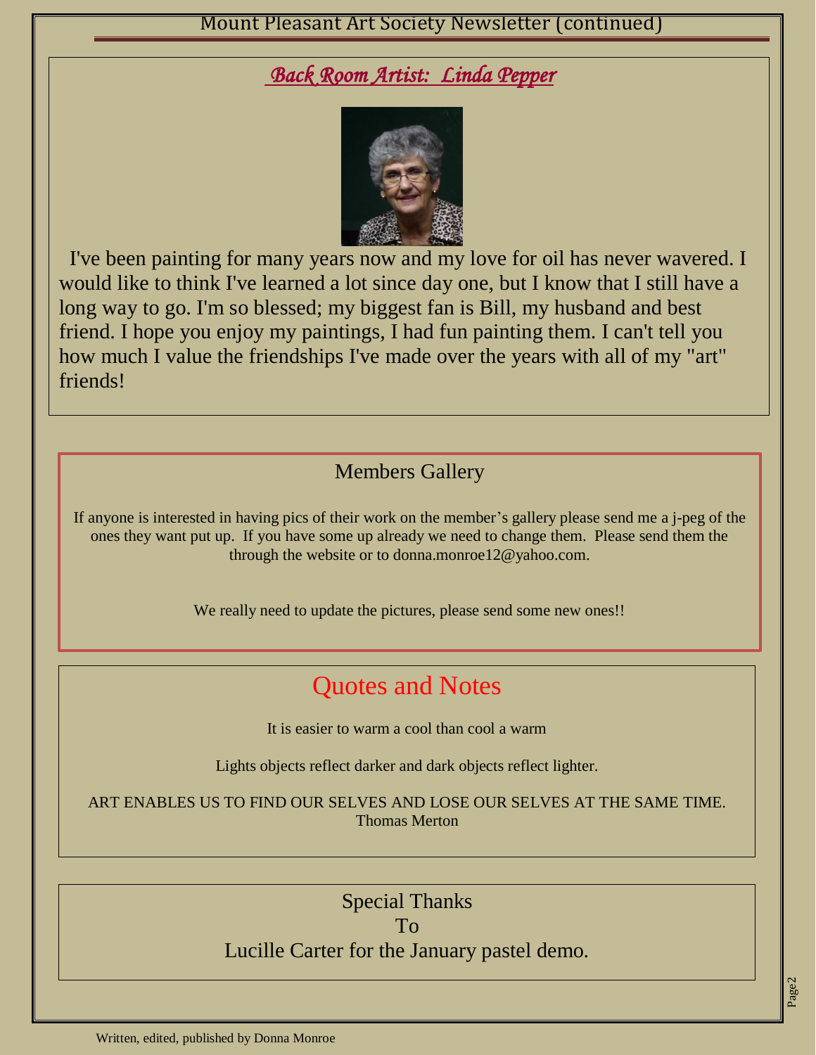## *Back Room Artist: Linda Pepper*

I've been painting for many years now and my love for oil has never wavered. I would like to think I've learned a lot since day one, but I know that I still have a long way to go. I'm so blessed; my biggest fan is Bill, my husband and best friend. I hope you enjoy my paintings, I had fun painting them. I can't tell you how much I value the friendships I've made over the years with all of my "art" friends!

## Members Gallery

If anyone is interested in having pics of their work on the member's gallery please send me a j-peg of the ones they want put up. If you have some up already we need to change them. Please send them the through the website or to donna.monroe12@yahoo.com.

We really need to update the pictures, please send some new ones!!

## Quotes and Notes

It is easier to warm a cool than cool a warm

Lights objects reflect darker and dark objects reflect lighter.

ART ENABLES US TO FIND OUR SELVES AND LOSE OUR SELVES AT THE SAME TIME.
Thomas Merton

## Special Thanks To

Lucille Carter for the January pastel demo.

Written, edited, published by Donna Monroe